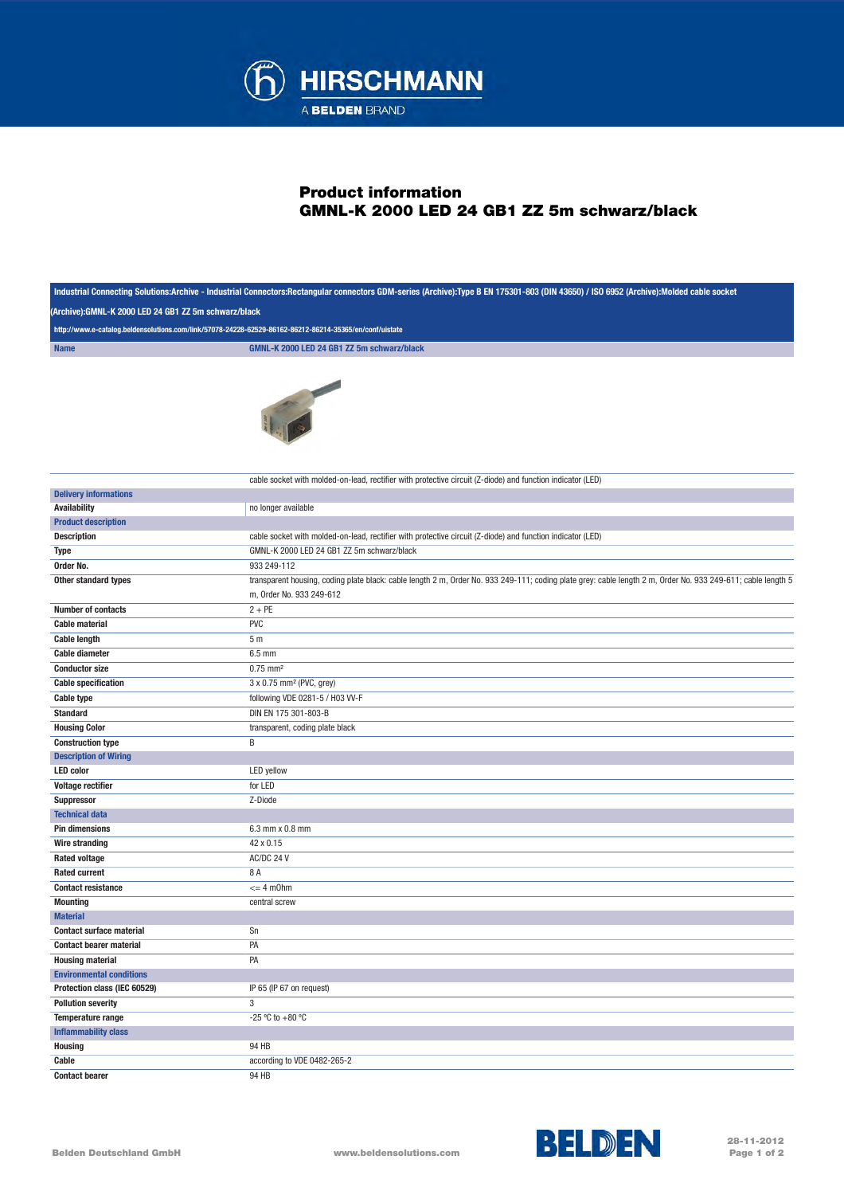# Product information
## GMNL-K 2000 LED 24 GB1 ZZ 5m schwarz/black

**Industrial Connecting Solutions:Archive - Industrial Connectors:Rectangular connectors GDM-series (Archive):Type B EN 175301-803 (DIN 43650) / ISO 6952 (Archive):Molded cable socket (Archive):GMNL-K 2000 LED 24 GB1 ZZ 5m schwarz/black**

http://www.e-catalog.beldensolutions.com/link/57078-24228-62529-86162-86212-86214-35365/en/conf/uistate

| Name | GMNL-K 2000 LED 24 GB1 ZZ 5m schwarz/black |
|---|---|
| | cable socket with molded-on-lead, rectifier with protective circuit (Z-diode) and function indicator (LED) |
| **Delivery informations** | |
| Availability | no longer available |
| **Product description** | |
| Description | cable socket with molded-on-lead, rectifier with protective circuit (Z-diode) and function indicator (LED) |
| Type | GMNL-K 2000 LED 24 GB1 ZZ 5m schwarz/black |
| Order No. | 933 249-112 |
| Other standard types | transparent housing, coding plate black: cable length 2 m, Order No. 933 249-111; coding plate grey: cable length 2 m, Order No. 933 249-611; cable length 5 m, Order No. 933 249-612 |
| Number of contacts | 2 + PE |
| Cable material | PVC |
| Cable length | 5 m |
| Cable diameter | 6.5 mm |
| Conductor size | 0.75 mm² |
| Cable specification | 3 x 0.75 mm² (PVC, grey) |
| Cable type | following VDE 0281-5 / H03 VV-F |
| Standard | DIN EN 175 301-803-B |
| Housing Color | transparent, coding plate black |
| Construction type | B |
| **Description of Wiring** | |
| LED color | LED yellow |
| Voltage rectifier | for LED |
| Suppressor | Z-Diode |
| **Technical data** | |
| Pin dimensions | 6.3 mm x 0.8 mm |
| Wire stranding | 42 x 0.15 |
| Rated voltage | AC/DC 24 V |
| Rated current | 8 A |
| Contact resistance | <= 4 mOhm |
| Mounting | central screw |
| **Material** | |
| Contact surface material | Sn |
| Contact bearer material | PA |
| Housing material | PA |
| **Environmental conditions** | |
| Protection class (IEC 60529) | IP 65 (IP 67 on request) |
| Pollution severity | 3 |
| Temperature range | -25 °C to +80 °C |
| **Inflammability class** | |
| Housing | 94 HB |
| Cable | according to VDE 0482-265-2 |
| Contact bearer | 94 HB |

Belden Deutschland GmbH | www.beldensolutions.com | 28-11-2012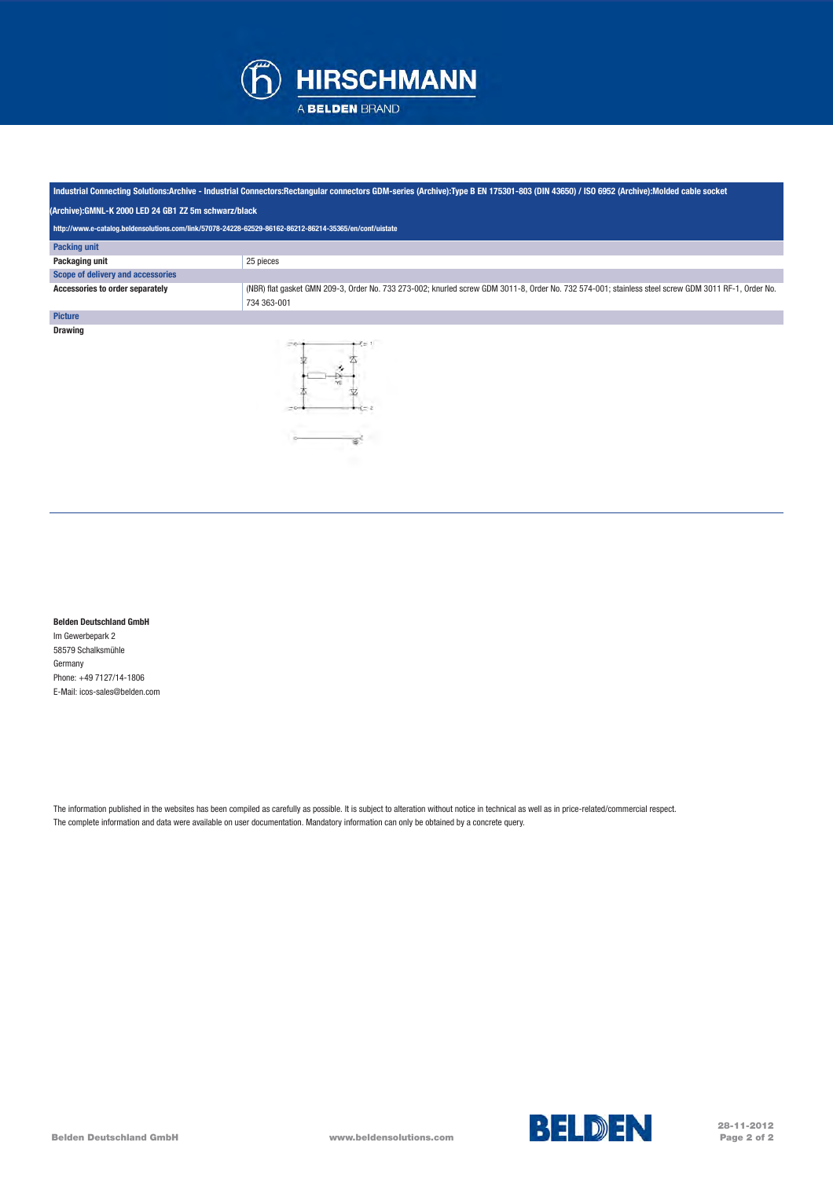**Industrial Connecting Solutions:Archive - Industrial Connectors:Rectangular connectors GDM-series (Archive):Type B EN 175301-803 (DIN 43650) / ISO 6952 (Archive):Molded cable socket (Archive):GMNL-K 2000 LED 24 GB1 ZZ 5m schwarz/black**

http://www.e-catalog.beldensolutions.com/link/57078-24228-62529-86162-86212-86214-35365/en/conf/uistate

| | |
|---|---|
| **Packing unit** | |
| **Packaging unit** | 25 pieces |
| **Scope of delivery and accessories** | |
| **Accessories to order separately** | (NBR) flat gasket GMN 209-3, Order No. 733 273-002; knurled screw GDM 3011-8, Order No. 732 574-001; stainless steel screw GDM 3011 RF-1, Order No. 734 363-001 |
| **Picture** | |
| **Drawing** | |

**Belden Deutschland GmbH**
Im Gewerbepark 2
58579 Schalksmühle
Germany
Phone: +49 7127/14-1806
E-Mail: icos-sales@belden.com

The information published in the websites has been compiled as carefully as possible. It is subject to alteration without notice in technical as well as in price-related/commercial respect.
The complete information and data were available on user documentation. Mandatory information can only be obtained by a concrete query.